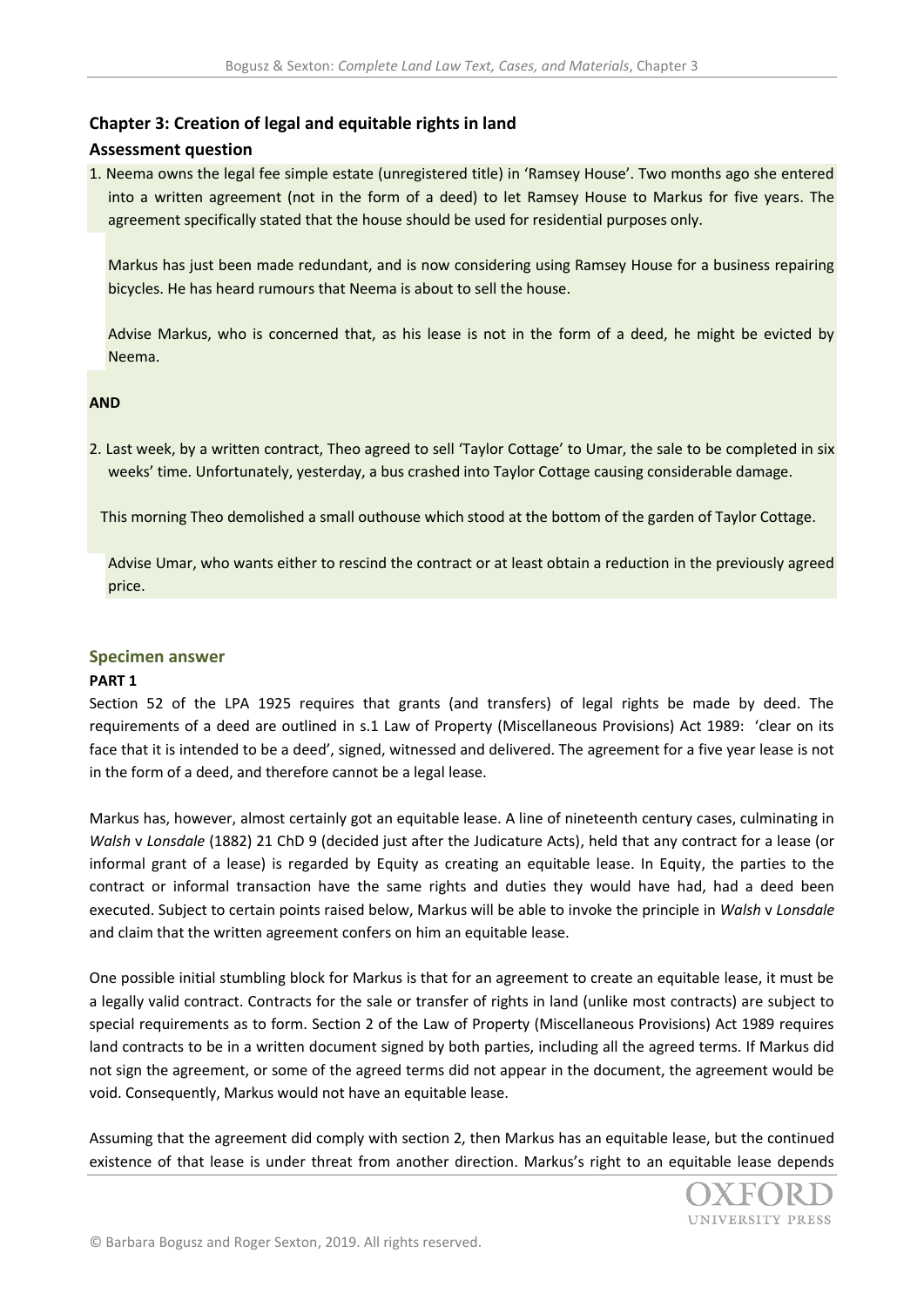## Chapter 3: Creation of legal and equitable rights in land

### Assessment question

1. Neema owns the legal fee simple estate (unregistered title) in 'Ramsey House'. Two months ago she entered into a written agreement (not in the form of a deed) to let Ramsey House to Markus for five years. The agreement specifically stated that the house should be used for residential purposes only.

   Markus has just been made redundant, and is now considering using Ramsey House for a business repairing bicycles. He has heard rumours that Neema is about to sell the house.

   Advise Markus, who is concerned that, as his lease is not in the form of a deed, he might be evicted by Neema.

**AND**

2. Last week, by a written contract, Theo agreed to sell 'Taylor Cottage' to Umar, the sale to be completed in six weeks' time. Unfortunately, yesterday, a bus crashed into Taylor Cottage causing considerable damage.

   This morning Theo demolished a small outhouse which stood at the bottom of the garden of Taylor Cottage.

   Advise Umar, who wants either to rescind the contract or at least obtain a reduction in the previously agreed price.

## Specimen answer

**PART 1**

Section 52 of the LPA 1925 requires that grants (and transfers) of legal rights be made by deed. The requirements of a deed are outlined in s.1 Law of Property (Miscellaneous Provisions) Act 1989: 'clear on its face that it is intended to be a deed', signed, witnessed and delivered. The agreement for a five year lease is not in the form of a deed, and therefore cannot be a legal lease.

Markus has, however, almost certainly got an equitable lease. A line of nineteenth century cases, culminating in *Walsh* v *Lonsdale* (1882) 21 ChD 9 (decided just after the Judicature Acts), held that any contract for a lease (or informal grant of a lease) is regarded by Equity as creating an equitable lease. In Equity, the parties to the contract or informal transaction have the same rights and duties they would have had, had a deed been executed. Subject to certain points raised below, Markus will be able to invoke the principle in *Walsh* v *Lonsdale* and claim that the written agreement confers on him an equitable lease.

One possible initial stumbling block for Markus is that for an agreement to create an equitable lease, it must be a legally valid contract. Contracts for the sale or transfer of rights in land (unlike most contracts) are subject to special requirements as to form. Section 2 of the Law of Property (Miscellaneous Provisions) Act 1989 requires land contracts to be in a written document signed by both parties, including all the agreed terms. If Markus did not sign the agreement, or some of the agreed terms did not appear in the document, the agreement would be void. Consequently, Markus would not have an equitable lease.

Assuming that the agreement did comply with section 2, then Markus has an equitable lease, but the continued existence of that lease is under threat from another direction. Markus's right to an equitable lease depends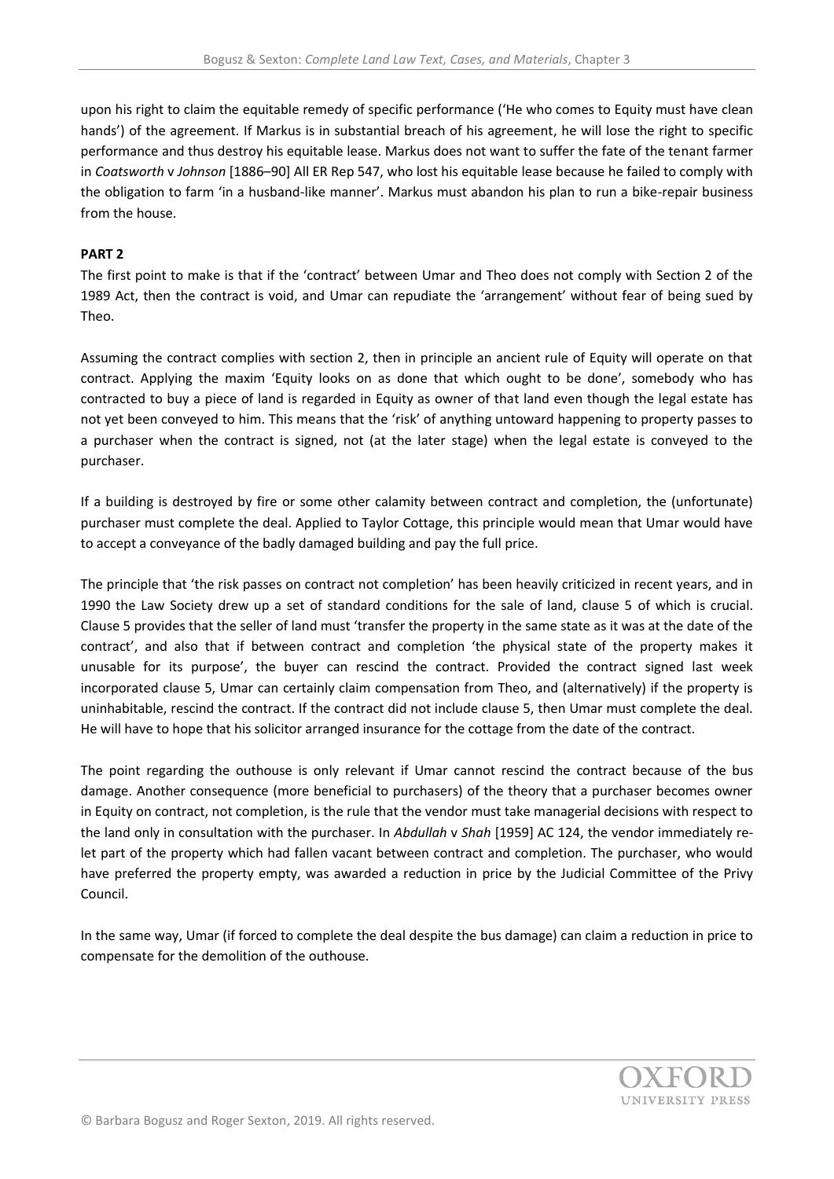upon his right to claim the equitable remedy of specific performance ('He who comes to Equity must have clean hands') of the agreement. If Markus is in substantial breach of his agreement, he will lose the right to specific performance and thus destroy his equitable lease. Markus does not want to suffer the fate of the tenant farmer in *Coatsworth* v *Johnson* [1886–90] All ER Rep 547, who lost his equitable lease because he failed to comply with the obligation to farm 'in a husband-like manner'. Markus must abandon his plan to run a bike-repair business from the house.

**PART 2**

The first point to make is that if the 'contract' between Umar and Theo does not comply with Section 2 of the 1989 Act, then the contract is void, and Umar can repudiate the 'arrangement' without fear of being sued by Theo.

Assuming the contract complies with section 2, then in principle an ancient rule of Equity will operate on that contract. Applying the maxim 'Equity looks on as done that which ought to be done', somebody who has contracted to buy a piece of land is regarded in Equity as owner of that land even though the legal estate has not yet been conveyed to him. This means that the 'risk' of anything untoward happening to property passes to a purchaser when the contract is signed, not (at the later stage) when the legal estate is conveyed to the purchaser.

If a building is destroyed by fire or some other calamity between contract and completion, the (unfortunate) purchaser must complete the deal. Applied to Taylor Cottage, this principle would mean that Umar would have to accept a conveyance of the badly damaged building and pay the full price.

The principle that 'the risk passes on contract not completion' has been heavily criticized in recent years, and in 1990 the Law Society drew up a set of standard conditions for the sale of land, clause 5 of which is crucial. Clause 5 provides that the seller of land must 'transfer the property in the same state as it was at the date of the contract', and also that if between contract and completion 'the physical state of the property makes it unusable for its purpose', the buyer can rescind the contract. Provided the contract signed last week incorporated clause 5, Umar can certainly claim compensation from Theo, and (alternatively) if the property is uninhabitable, rescind the contract. If the contract did not include clause 5, then Umar must complete the deal. He will have to hope that his solicitor arranged insurance for the cottage from the date of the contract.

The point regarding the outhouse is only relevant if Umar cannot rescind the contract because of the bus damage. Another consequence (more beneficial to purchasers) of the theory that a purchaser becomes owner in Equity on contract, not completion, is the rule that the vendor must take managerial decisions with respect to the land only in consultation with the purchaser. In *Abdullah* v *Shah* [1959] AC 124, the vendor immediately re-let part of the property which had fallen vacant between contract and completion. The purchaser, who would have preferred the property empty, was awarded a reduction in price by the Judicial Committee of the Privy Council.

In the same way, Umar (if forced to complete the deal despite the bus damage) can claim a reduction in price to compensate for the demolition of the outhouse.